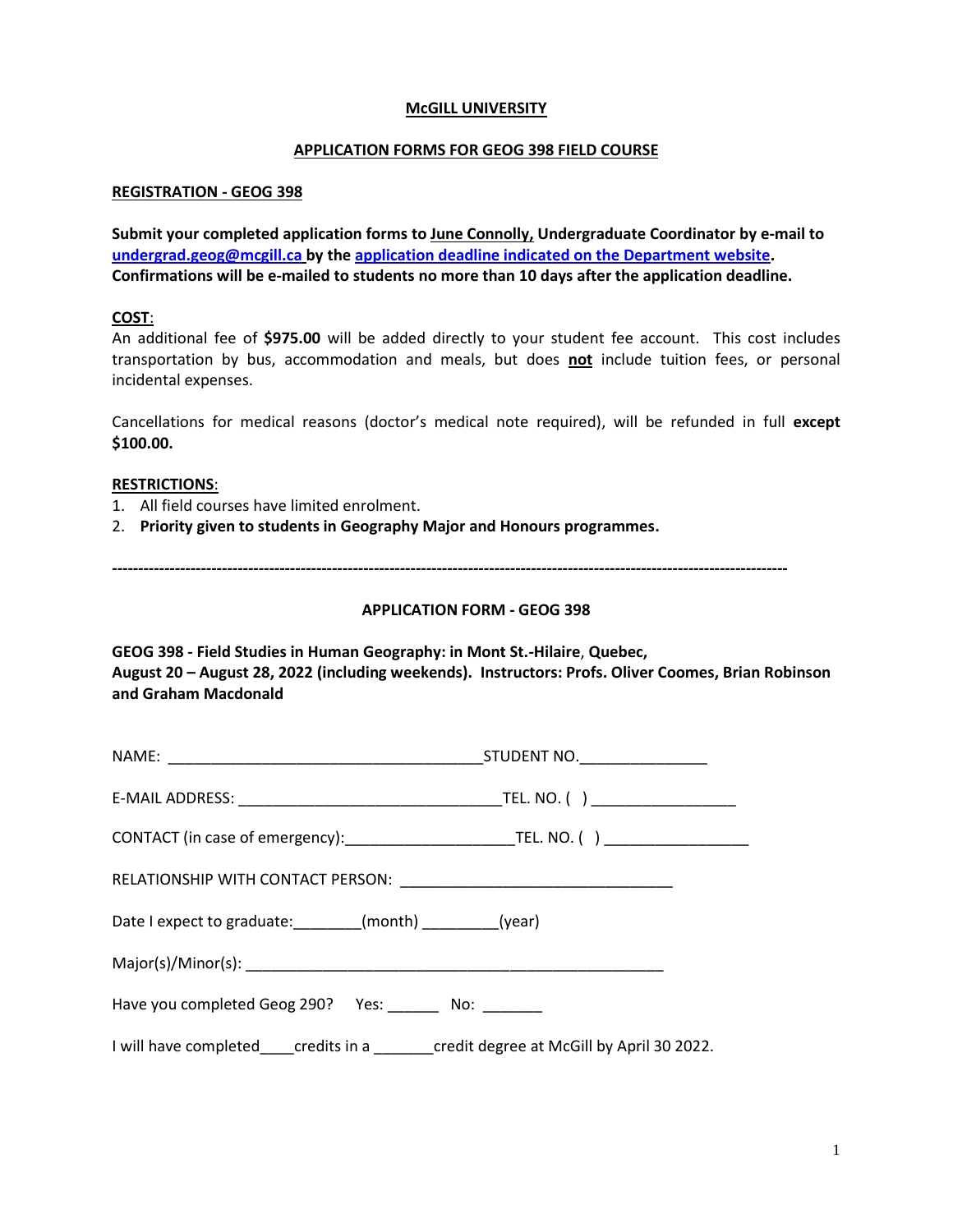**McGILL UNIVERSITY**

**APPLICATION FORMS FOR GEOG 398 FIELD COURSE**

**REGISTRATION - GEOG 398**

**Submit your completed application forms to June Connolly, Undergraduate Coordinator by e-mail to undergrad.geog@mcgill.ca by the application deadline indicated on the Department website. Confirmations will be e-mailed to students no more than 10 days after the application deadline.**

**COST**:

An additional fee of **$975.00** will be added directly to your student fee account. This cost includes transportation by bus, accommodation and meals, but does **not** include tuition fees, or personal incidental expenses.

Cancellations for medical reasons (doctor's medical note required), will be refunded in full **except $100.00.**

**RESTRICTIONS**:

1. All field courses have limited enrolment.
2. **Priority given to students in Geography Major and Honours programmes.**

---

**APPLICATION FORM - GEOG 398**

**GEOG 398 - Field Studies in Human Geography: in Mont St.-Hilaire, Quebec, August 20 – August 28, 2022 (including weekends). Instructors: Profs. Oliver Coomes, Brian Robinson and Graham Macdonald**

NAME: ______________________________________ STUDENT NO. _______________

E-MAIL ADDRESS: _______________________________ TEL. NO. ( ) _________________

CONTACT (in case of emergency): ____________________ TEL. NO. ( ) _________________

RELATIONSHIP WITH CONTACT PERSON: ________________________________

Date I expect to graduate: ________(month) _________(year)

Major(s)/Minor(s): __________________________________________________

Have you completed Geog 290? Yes: ______ No: _______

I will have completed____credits in a _______credit degree at McGill by April 30 2022.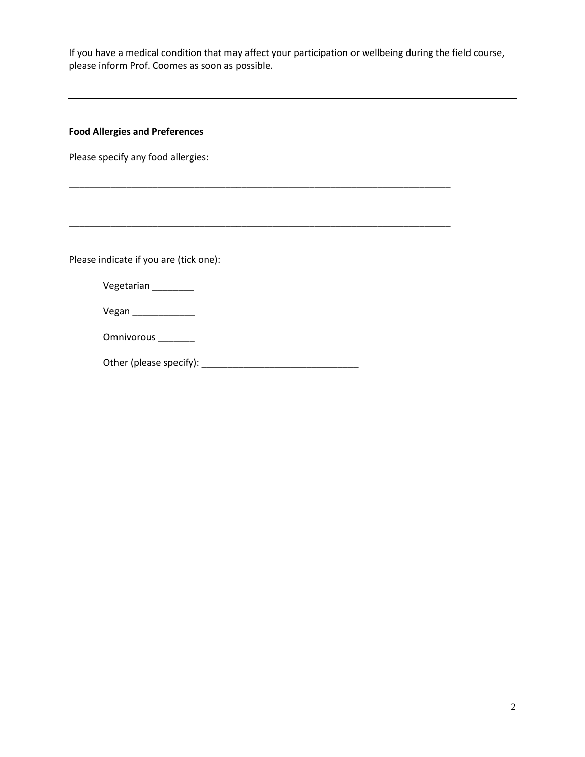If you have a medical condition that may affect your participation or wellbeing during the field course, please inform Prof. Coomes as soon as possible.

---

**Food Allergies and Preferences**

Please specify any food allergies:

_____________________________________________________________________________

_____________________________________________________________________________

Please indicate if you are (tick one):

Vegetarian ________

Vegan ____________

Omnivorous _______

Other (please specify): ______________________________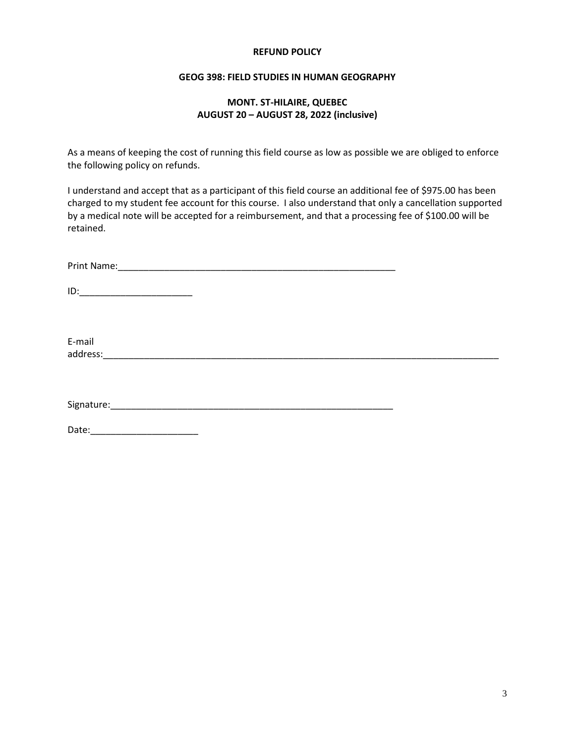**REFUND POLICY**

**GEOG 398: FIELD STUDIES IN HUMAN GEOGRAPHY**

**MONT. ST-HILAIRE, QUEBEC**
**AUGUST 20 – AUGUST 28, 2022 (inclusive)**

As a means of keeping the cost of running this field course as low as possible we are obliged to enforce the following policy on refunds.

I understand and accept that as a participant of this field course an additional fee of $975.00 has been charged to my student fee account for this course. I also understand that only a cancellation supported by a medical note will be accepted for a reimbursement, and that a processing fee of $100.00 will be retained.

Print Name:_______________________________________________________

ID:______________________

E-mail address:_______________________________________________________________________________

Signature:________________________________________________________

Date:_____________________